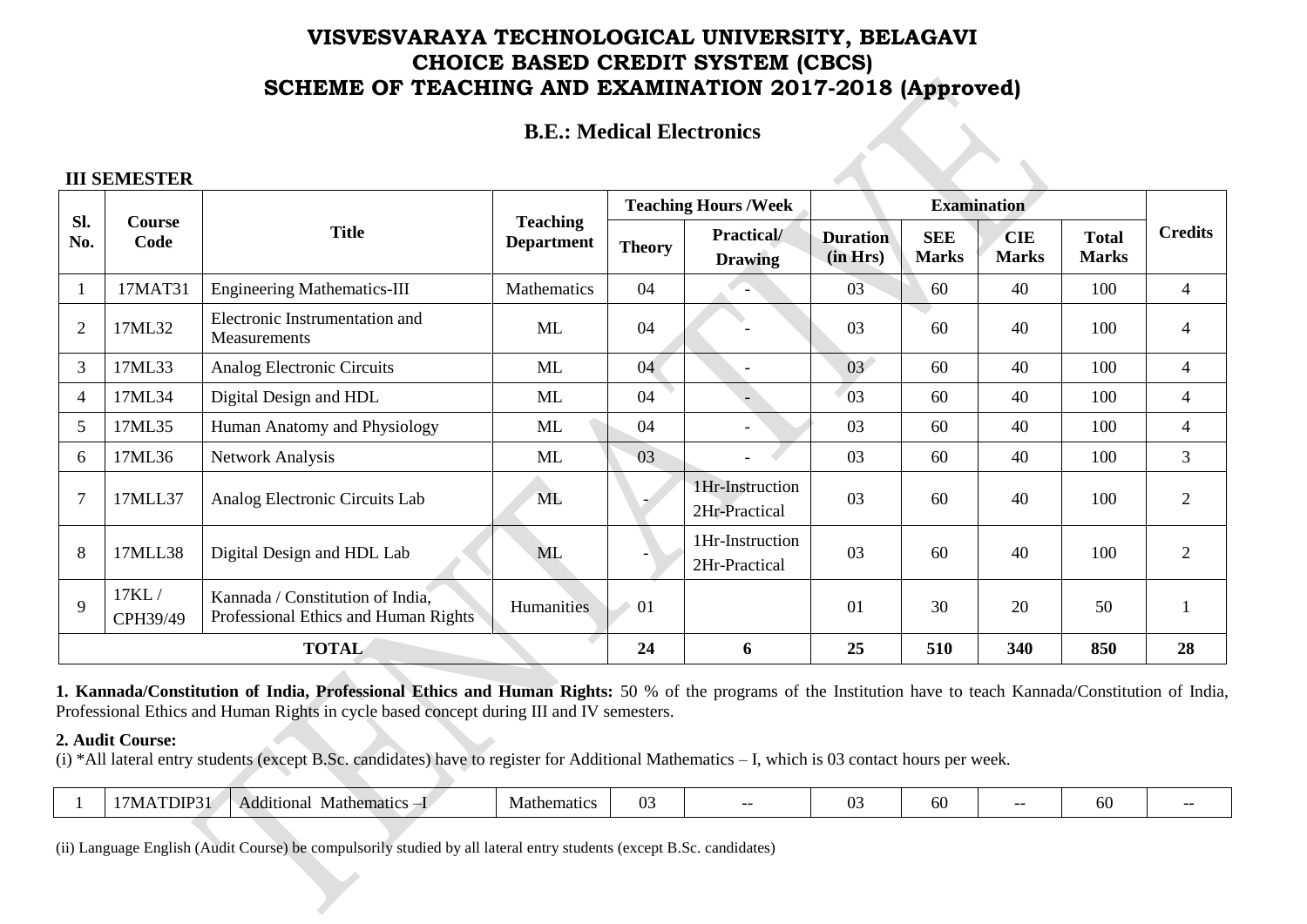# VISVESVARAYA TECHNOLOGICAL UNIVERSITY, BELAGAVI
# CHOICE BASED CREDIT SYSTEM (CBCS)
# SCHEME OF TEACHING AND EXAMINATION 2017-2018 (Approved)

## B.E.: Medical Electronics

### III SEMESTER

| Sl. No. | Course Code | Title | Teaching Department | Teaching Hours /Week | | Examination | | | | Credits |
|---|---|---|---|---|---|---|---|---|---|---|
| | | | | Theory | Practical/ Drawing | Duration (in Hrs) | SEE Marks | CIE Marks | Total Marks | |
| 1 | 17MAT31 | Engineering Mathematics-III | Mathematics | 04 | - | 03 | 60 | 40 | 100 | 4 |
| 2 | 17ML32 | Electronic Instrumentation and Measurements | ML | 04 | - | 03 | 60 | 40 | 100 | 4 |
| 3 | 17ML33 | Analog Electronic Circuits | ML | 04 | - | 03 | 60 | 40 | 100 | 4 |
| 4 | 17ML34 | Digital Design and HDL | ML | 04 | - | 03 | 60 | 40 | 100 | 4 |
| 5 | 17ML35 | Human Anatomy and Physiology | ML | 04 | - | 03 | 60 | 40 | 100 | 4 |
| 6 | 17ML36 | Network Analysis | ML | 03 | - | 03 | 60 | 40 | 100 | 3 |
| 7 | 17MLL37 | Analog Electronic Circuits Lab | ML | - | 1Hr-Instruction 2Hr-Practical | 03 | 60 | 40 | 100 | 2 |
| 8 | 17MLL38 | Digital Design and HDL Lab | ML | - | 1Hr-Instruction 2Hr-Practical | 03 | 60 | 40 | 100 | 2 |
| 9 | 17KL / CPH39/49 | Kannada / Constitution of India, Professional Ethics and Human Rights | Humanities | 01 | | 01 | 30 | 20 | 50 | 1 |
| **TOTAL** | | | | **24** | **6** | **25** | **510** | **340** | **850** | **28** |

**1. Kannada/Constitution of India, Professional Ethics and Human Rights:** 50 % of the programs of the Institution have to teach Kannada/Constitution of India, Professional Ethics and Human Rights in cycle based concept during III and IV semesters.

**2. Audit Course:**

(i) *All lateral entry students (except B.Sc. candidates) have to register for Additional Mathematics – I, which is 03 contact hours per week.

| 1 | 17MATDIP31 | Additional Mathematics –I | Mathematics | 03 | -- | 03 | 60 | -- | 60 | -- |
|---|---|---|---|---|---|---|---|---|---|---|

(ii) Language English (Audit Course) be compulsorily studied by all lateral entry students (except B.Sc. candidates)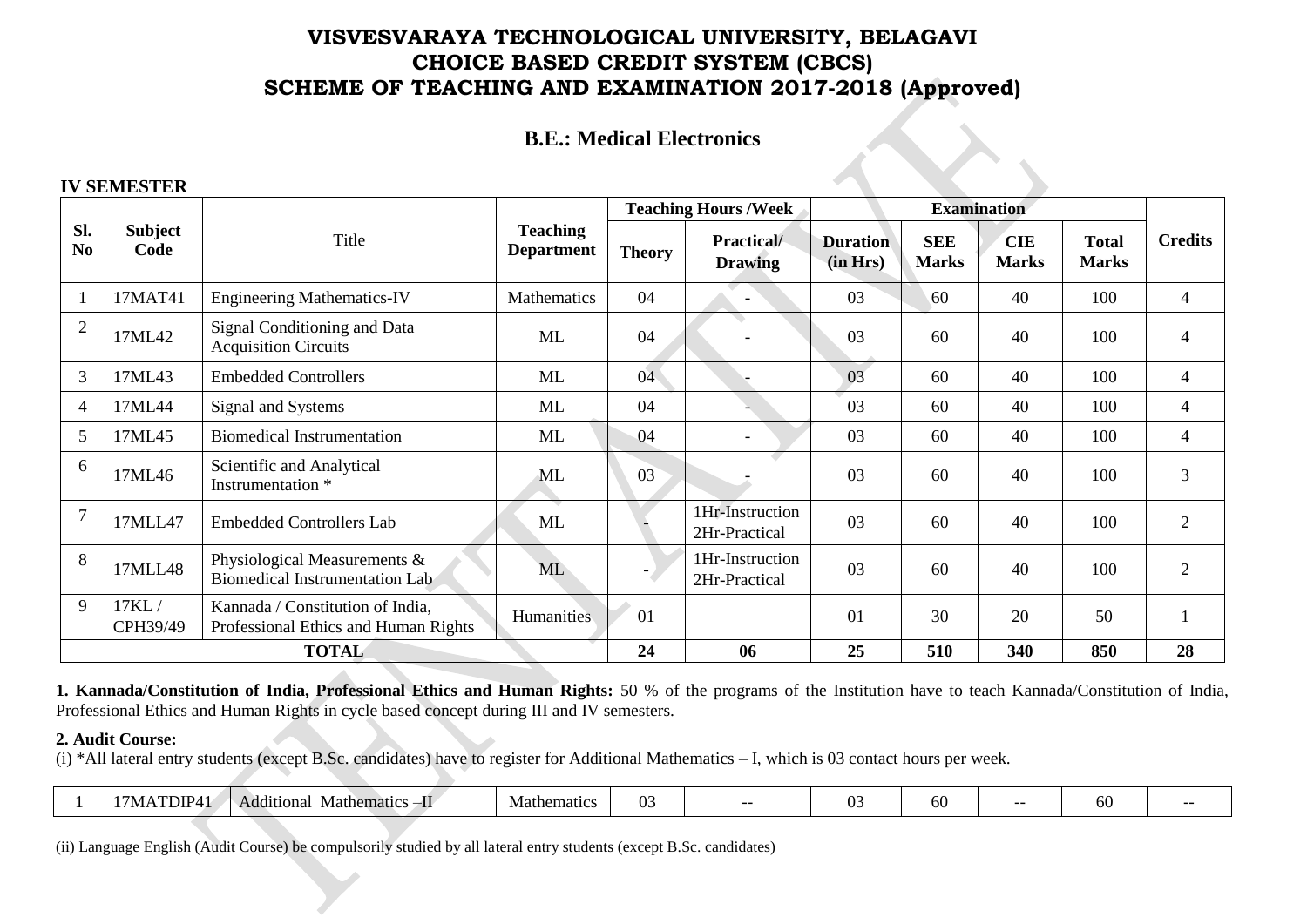# VISVESVARAYA TECHNOLOGICAL UNIVERSITY, BELAGAVI
# CHOICE BASED CREDIT SYSTEM (CBCS)
# SCHEME OF TEACHING AND EXAMINATION 2017-2018 (Approved)

## B.E.: Medical Electronics

**IV SEMESTER**

| Sl. No | Subject Code | Title | Teaching Department | Teaching Hours /Week | | Examination | | | | Credits |
|---|---|---|---|---|---|---|---|---|---|---|
| | | | | Theory | Practical/ Drawing | Duration (in Hrs) | SEE Marks | CIE Marks | Total Marks | |
| 1 | 17MAT41 | Engineering Mathematics-IV | Mathematics | 04 | - | 03 | 60 | 40 | 100 | 4 |
| 2 | 17ML42 | Signal Conditioning and Data Acquisition Circuits | ML | 04 | - | 03 | 60 | 40 | 100 | 4 |
| 3 | 17ML43 | Embedded Controllers | ML | 04 | - | 03 | 60 | 40 | 100 | 4 |
| 4 | 17ML44 | Signal and Systems | ML | 04 | - | 03 | 60 | 40 | 100 | 4 |
| 5 | 17ML45 | Biomedical Instrumentation | ML | 04 | - | 03 | 60 | 40 | 100 | 4 |
| 6 | 17ML46 | Scientific and Analytical Instrumentation * | ML | 03 | - | 03 | 60 | 40 | 100 | 3 |
| 7 | 17MLL47 | Embedded Controllers Lab | ML | - | 1Hr-Instruction 2Hr-Practical | 03 | 60 | 40 | 100 | 2 |
| 8 | 17MLL48 | Physiological Measurements & Biomedical Instrumentation Lab | ML | - | 1Hr-Instruction 2Hr-Practical | 03 | 60 | 40 | 100 | 2 |
| 9 | 17KL / CPH39/49 | Kannada / Constitution of India, Professional Ethics and Human Rights | Humanities | 01 | | 01 | 30 | 20 | 50 | 1 |
| **TOTAL** | | | | **24** | **06** | **25** | **510** | **340** | **850** | **28** |

**1. Kannada/Constitution of India, Professional Ethics and Human Rights:** 50 % of the programs of the Institution have to teach Kannada/Constitution of India, Professional Ethics and Human Rights in cycle based concept during III and IV semesters.

**2. Audit Course:**

(i) *All lateral entry students (except B.Sc. candidates) have to register for Additional Mathematics – I, which is 03 contact hours per week.

| 1 | 17MATDIP41 | Additional Mathematics –II | Mathematics | 03 | -- | 03 | 60 | -- | 60 | -- |
|---|---|---|---|---|---|---|---|---|---|---|

(ii) Language English (Audit Course) be compulsorily studied by all lateral entry students (except B.Sc. candidates)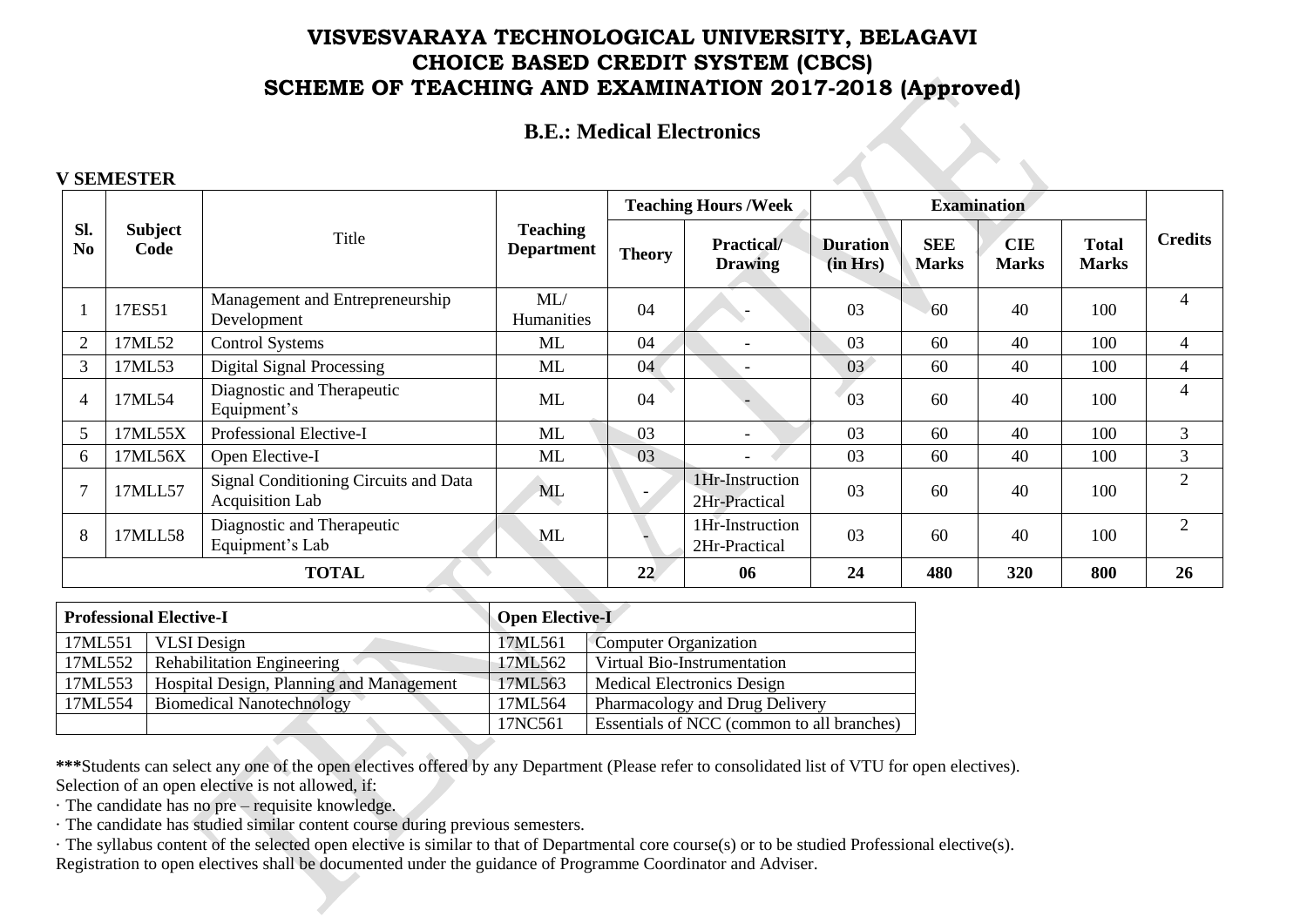# VISVESVARAYA TECHNOLOGICAL UNIVERSITY, BELAGAVI
# CHOICE BASED CREDIT SYSTEM (CBCS)
# SCHEME OF TEACHING AND EXAMINATION 2017-2018 (Approved)

## B.E.: Medical Electronics

**V SEMESTER**

| Sl. No | Subject Code | Title | Teaching Department | Teaching Hours /Week | | Examination | | | | Credits |
|---|---|---|---|---|---|---|---|---|---|---|
| | | | | Theory | Practical/ Drawing | Duration (in Hrs) | SEE Marks | CIE Marks | Total Marks | |
| 1 | 17ES51 | Management and Entrepreneurship Development | ML/ Humanities | 04 | - | 03 | 60 | 40 | 100 | 4 |
| 2 | 17ML52 | Control Systems | ML | 04 | - | 03 | 60 | 40 | 100 | 4 |
| 3 | 17ML53 | Digital Signal Processing | ML | 04 | - | 03 | 60 | 40 | 100 | 4 |
| 4 | 17ML54 | Diagnostic and Therapeutic Equipment's | ML | 04 | - | 03 | 60 | 40 | 100 | 4 |
| 5 | 17ML55X | Professional Elective-I | ML | 03 | - | 03 | 60 | 40 | 100 | 3 |
| 6 | 17ML56X | Open Elective-I | ML | 03 | - | 03 | 60 | 40 | 100 | 3 |
| 7 | 17MLL57 | Signal Conditioning Circuits and Data Acquisition Lab | ML | - | 1Hr-Instruction 2Hr-Practical | 03 | 60 | 40 | 100 | 2 |
| 8 | 17MLL58 | Diagnostic and Therapeutic Equipment's Lab | ML | - | 1Hr-Instruction 2Hr-Practical | 03 | 60 | 40 | 100 | 2 |
| | | **TOTAL** | | **22** | **06** | **24** | **480** | **320** | **800** | **26** |

| **Professional Elective-I** | | **Open Elective-I** | |
|---|---|---|---|
| 17ML551 | VLSI Design | 17ML561 | Computer Organization |
| 17ML552 | Rehabilitation Engineering | 17ML562 | Virtual Bio-Instrumentation |
| 17ML553 | Hospital Design, Planning and Management | 17ML563 | Medical Electronics Design |
| 17ML554 | Biomedical Nanotechnology | 17ML564 | Pharmacology and Drug Delivery |
| | | 17NC561 | Essentials of NCC (common to all branches) |

*****Students can select any one of the open electives offered by any Department (Please refer to consolidated list of VTU for open electives).
Selection of an open elective is not allowed, if:

· The candidate has no pre – requisite knowledge.
· The candidate has studied similar content course during previous semesters.
· The syllabus content of the selected open elective is similar to that of Departmental core course(s) or to be studied Professional elective(s).

Registration to open electives shall be documented under the guidance of Programme Coordinator and Adviser.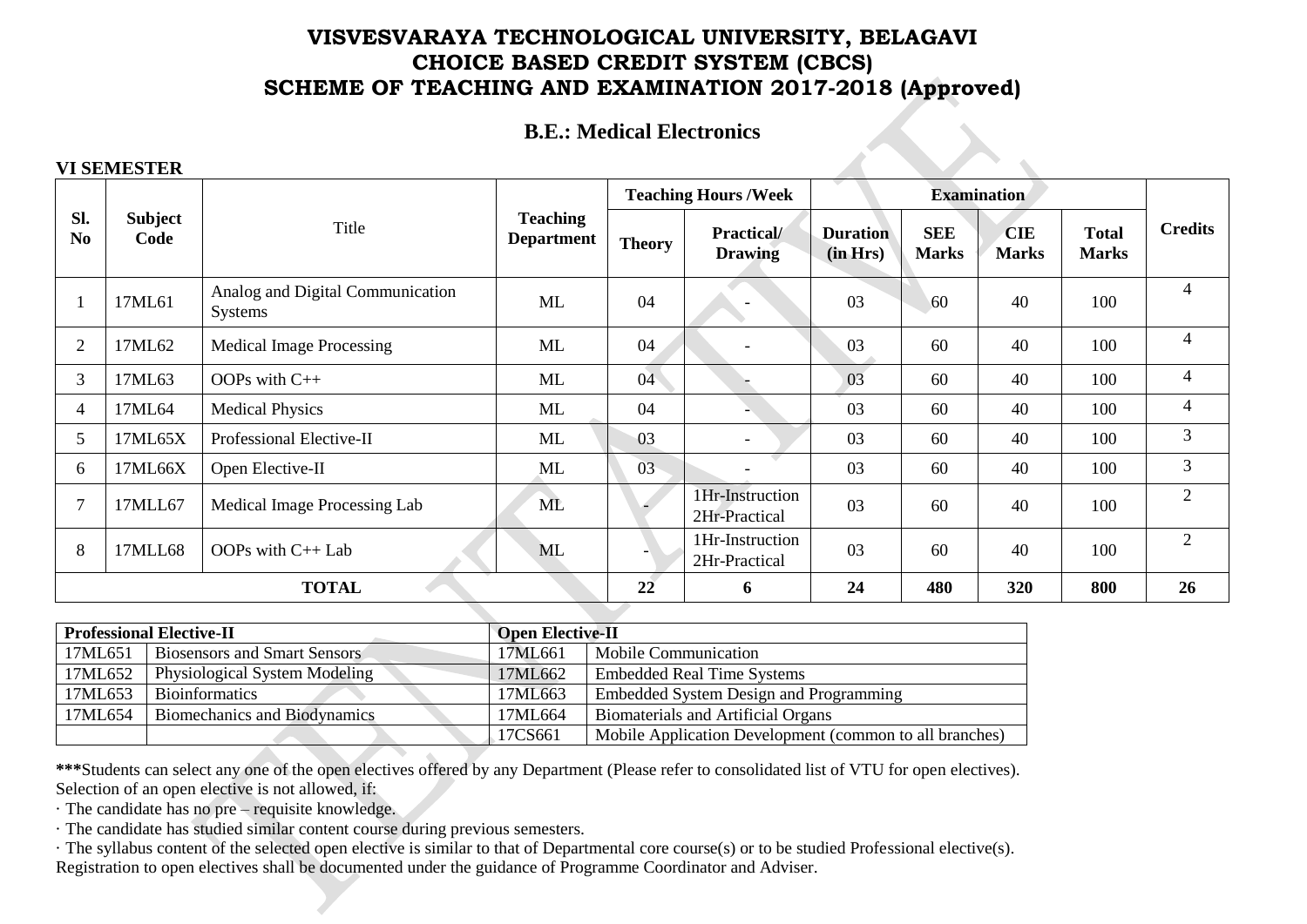# VISVESVARAYA TECHNOLOGICAL UNIVERSITY, BELAGAVI
# CHOICE BASED CREDIT SYSTEM (CBCS)
# SCHEME OF TEACHING AND EXAMINATION 2017-2018 (Approved)

## B.E.: Medical Electronics

### VI SEMESTER

| Sl. No | Subject Code | Title | Teaching Department | Teaching Hours /Week | | Examination | | | | Credits |
|---|---|---|---|---|---|---|---|---|---|---|
| | | | | Theory | Practical/ Drawing | Duration (in Hrs) | SEE Marks | CIE Marks | Total Marks | |
| 1 | 17ML61 | Analog and Digital Communication Systems | ML | 04 | - | 03 | 60 | 40 | 100 | 4 |
| 2 | 17ML62 | Medical Image Processing | ML | 04 | - | 03 | 60 | 40 | 100 | 4 |
| 3 | 17ML63 | OOPs with C++ | ML | 04 | - | 03 | 60 | 40 | 100 | 4 |
| 4 | 17ML64 | Medical Physics | ML | 04 | - | 03 | 60 | 40 | 100 | 4 |
| 5 | 17ML65X | Professional Elective-II | ML | 03 | - | 03 | 60 | 40 | 100 | 3 |
| 6 | 17ML66X | Open Elective-II | ML | 03 | - | 03 | 60 | 40 | 100 | 3 |
| 7 | 17MLL67 | Medical Image Processing Lab | ML | - | 1Hr-Instruction 2Hr-Practical | 03 | 60 | 40 | 100 | 2 |
| 8 | 17MLL68 | OOPs with C++ Lab | ML | - | 1Hr-Instruction 2Hr-Practical | 03 | 60 | 40 | 100 | 2 |
| TOTAL | | | | 22 | 6 | 24 | 480 | 320 | 800 | 26 |

| Professional Elective-II | | Open Elective-II | |
|---|---|---|---|
| 17ML651 | Biosensors and Smart Sensors | 17ML661 | Mobile Communication |
| 17ML652 | Physiological System Modeling | 17ML662 | Embedded Real Time Systems |
| 17ML653 | Bioinformatics | 17ML663 | Embedded System Design and Programming |
| 17ML654 | Biomechanics and Biodynamics | 17ML664 | Biomaterials and Artificial Organs |
| | | 17CS661 | Mobile Application Development (common to all branches) |

**\*\*\***Students can select any one of the open electives offered by any Department (Please refer to consolidated list of VTU for open electives).
Selection of an open elective is not allowed, if:

· The candidate has no pre – requisite knowledge.
· The candidate has studied similar content course during previous semesters.
· The syllabus content of the selected open elective is similar to that of Departmental core course(s) or to be studied Professional elective(s).

Registration to open electives shall be documented under the guidance of Programme Coordinator and Adviser.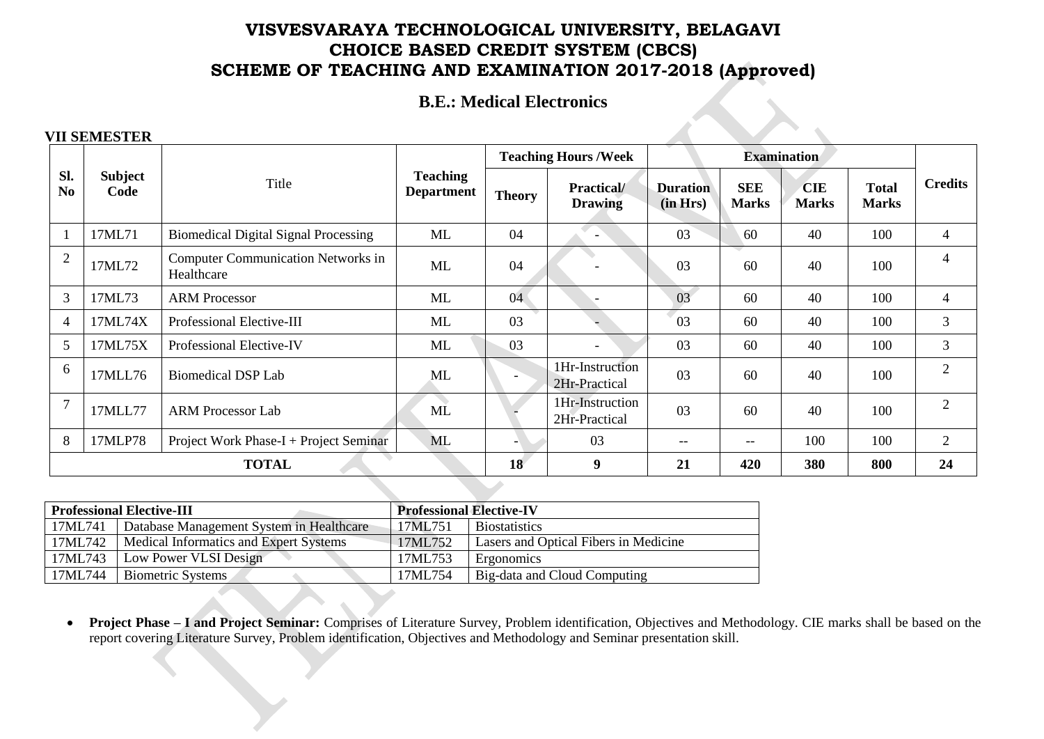# VISVESVARAYA TECHNOLOGICAL UNIVERSITY, BELAGAVI
# CHOICE BASED CREDIT SYSTEM (CBCS)
# SCHEME OF TEACHING AND EXAMINATION 2017-2018 (Approved)

## B.E.: Medical Electronics

### VII SEMESTER

| Sl. No | Subject Code | Title | Teaching Department | Teaching Hours /Week | | Examination | | | | Credits |
|---|---|---|---|---|---|---|---|---|---|---|
| | | | | Theory | Practical/ Drawing | Duration (in Hrs) | SEE Marks | CIE Marks | Total Marks | |
| 1 | 17ML71 | Biomedical Digital Signal Processing | ML | 04 | - | 03 | 60 | 40 | 100 | 4 |
| 2 | 17ML72 | Computer Communication Networks in Healthcare | ML | 04 | - | 03 | 60 | 40 | 100 | 4 |
| 3 | 17ML73 | ARM Processor | ML | 04 | - | 03 | 60 | 40 | 100 | 4 |
| 4 | 17ML74X | Professional Elective-III | ML | 03 | - | 03 | 60 | 40 | 100 | 3 |
| 5 | 17ML75X | Professional Elective-IV | ML | 03 | - | 03 | 60 | 40 | 100 | 3 |
| 6 | 17MLL76 | Biomedical DSP Lab | ML | - | 1Hr-Instruction 2Hr-Practical | 03 | 60 | 40 | 100 | 2 |
| 7 | 17MLL77 | ARM Processor Lab | ML | - | 1Hr-Instruction 2Hr-Practical | 03 | 60 | 40 | 100 | 2 |
| 8 | 17MLP78 | Project Work Phase-I + Project Seminar | ML | - | 03 | -- | -- | 100 | 100 | 2 |
| **TOTAL** | | | | **18** | **9** | **21** | **420** | **380** | **800** | **24** |

| Professional Elective-III | | Professional Elective-IV | |
|---|---|---|---|
| 17ML741 | Database Management System in Healthcare | 17ML751 | Biostatistics |
| 17ML742 | Medical Informatics and Expert Systems | 17ML752 | Lasers and Optical Fibers in Medicine |
| 17ML743 | Low Power VLSI Design | 17ML753 | Ergonomics |
| 17ML744 | Biometric Systems | 17ML754 | Big-data and Cloud Computing |

- **Project Phase – I and Project Seminar:** Comprises of Literature Survey, Problem identification, Objectives and Methodology. CIE marks shall be based on the report covering Literature Survey, Problem identification, Objectives and Methodology and Seminar presentation skill.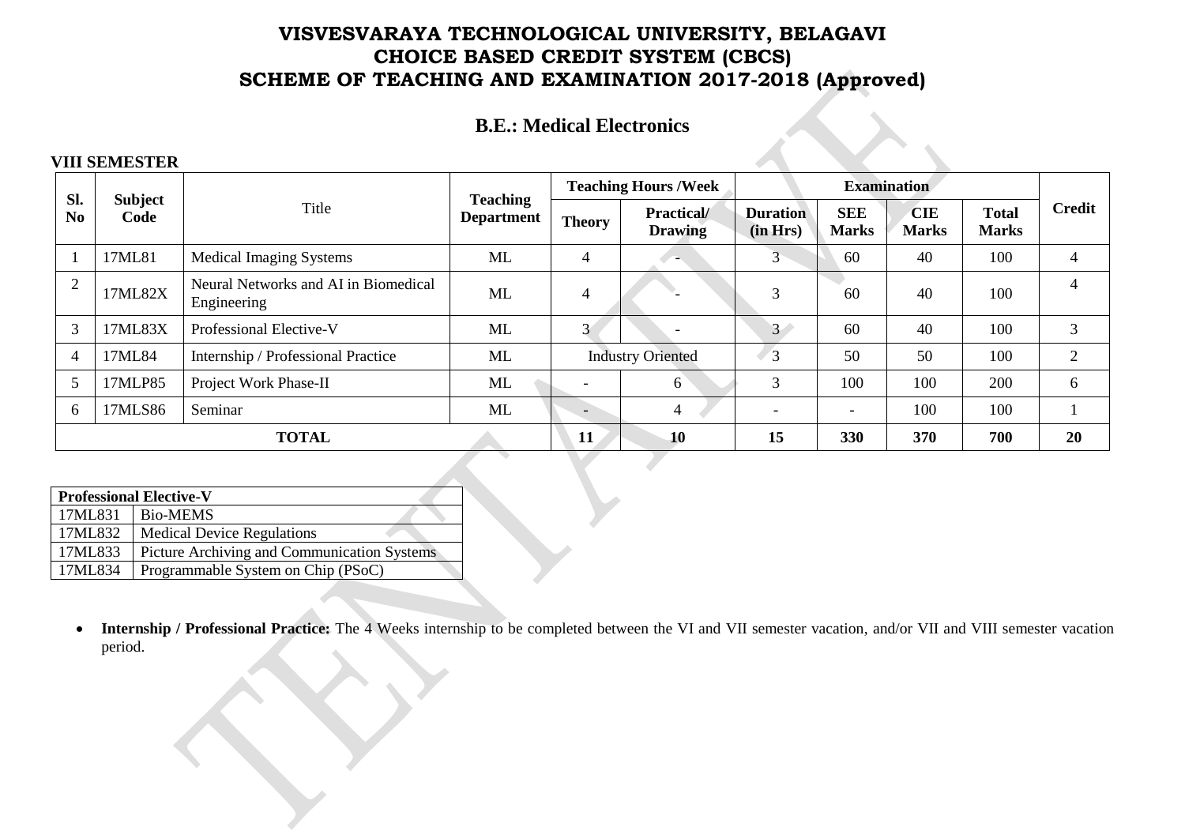# VISVESVARAYA TECHNOLOGICAL UNIVERSITY, BELAGAVI
# CHOICE BASED CREDIT SYSTEM (CBCS)
# SCHEME OF TEACHING AND EXAMINATION 2017-2018 (Approved)

## B.E.: Medical Electronics

**VIII SEMESTER**

| Sl. No | Subject Code | Title | Teaching Department | Teaching Hours /Week | | Examination | | | | Credit |
|---|---|---|---|---|---|---|---|---|---|---|
| | | | | Theory | Practical/ Drawing | Duration (in Hrs) | SEE Marks | CIE Marks | Total Marks | |
| 1 | 17ML81 | Medical Imaging Systems | ML | 4 | - | 3 | 60 | 40 | 100 | 4 |
| 2 | 17ML82X | Neural Networks and AI in Biomedical Engineering | ML | 4 | - | 3 | 60 | 40 | 100 | 4 |
| 3 | 17ML83X | Professional Elective-V | ML | 3 | - | 3 | 60 | 40 | 100 | 3 |
| 4 | 17ML84 | Internship / Professional Practice | ML | Industry Oriented | | 3 | 50 | 50 | 100 | 2 |
| 5 | 17MLP85 | Project Work Phase-II | ML | - | 6 | 3 | 100 | 100 | 200 | 6 |
| 6 | 17MLS86 | Seminar | ML | - | 4 | - | - | 100 | 100 | 1 |
| **TOTAL** | | | | **11** | **10** | **15** | **330** | **370** | **700** | **20** |

| **Professional Elective-V** | |
|---|---|
| 17ML831 | Bio-MEMS |
| 17ML832 | Medical Device Regulations |
| 17ML833 | Picture Archiving and Communication Systems |
| 17ML834 | Programmable System on Chip (PSoC) |

- **Internship / Professional Practice:** The 4 Weeks internship to be completed between the VI and VII semester vacation, and/or VII and VIII semester vacation period.